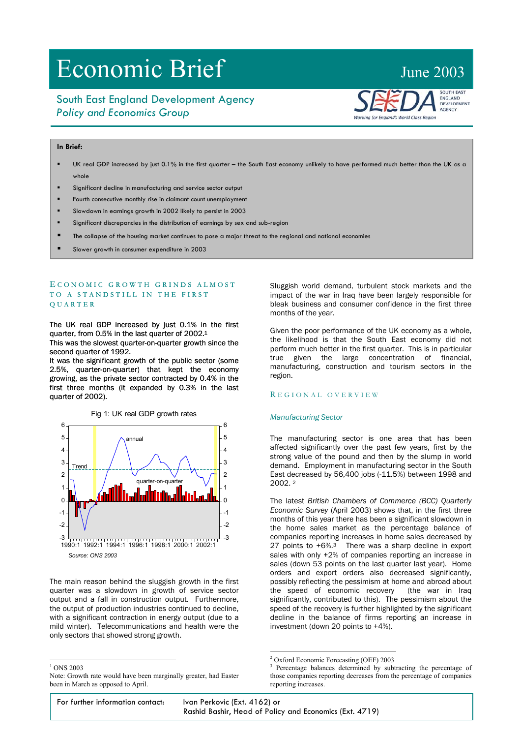# Economic Brief

June 2003

## South East England Development Agency
*Policy and Economics Group*

**In Brief:**

- UK real GDP increased by just 0.1% in the first quarter – the South East economy unlikely to have performed much better than the UK as a whole
- Significant decline in manufacturing and service sector output
- Fourth consecutive monthly rise in claimant count unemployment
- Slowdown in earnings growth in 2002 likely to persist in 2003
- Significant discrepancies in the distribution of earnings by sex and sub-region
- The collapse of the housing market continues to pose a major threat to the regional and national economies
- Slower growth in consumer expenditure in 2003

## Economic growth grinds almost to a standstill in the first quarter

The UK real GDP increased by just 0.1% in the first quarter, from 0.5% in the last quarter of 2002.[1] This was the slowest quarter-on-quarter growth since the second quarter of 1992.
It was the significant growth of the public sector (some 2.5%, quarter-on-quarter) that kept the economy growing, as the private sector contracted by 0.4% in the first three months (it expanded by 0.3% in the last quarter of 2002).

Fig 1: UK real GDP growth rates

Source: ONS 2003

The main reason behind the sluggish growth in the first quarter was a slowdown in growth of service sector output and a fall in construction output. Furthermore, the output of production industries continued to decline, with a significant contraction in energy output (due to a mild winter). Telecommunications and health were the only sectors that showed strong growth.

Sluggish world demand, turbulent stock markets and the impact of the war in Iraq have been largely responsible for bleak business and consumer confidence in the first three months of the year.

Given the poor performance of the UK economy as a whole, the likelihood is that the South East economy did not perform much better in the first quarter. This is in particular true given the large concentration of financial, manufacturing, construction and tourism sectors in the region.

## Regional overview

### *Manufacturing Sector*

The manufacturing sector is one area that has been affected significantly over the past few years, first by the strong value of the pound and then by the slump in world demand. Employment in manufacturing sector in the South East decreased by 56,400 jobs (-11.5%) between 1998 and 2002.[2]

The latest *British Chambers of Commerce (BCC) Quarterly Economic Survey* (April 2003) shows that, in the first three months of this year there has been a significant slowdown in the home sales market as the percentage balance of companies reporting increases in home sales decreased by 27 points to +6%.[3] There was a sharp decline in export sales with only +2% of companies reporting an increase in sales (down 53 points on the last quarter last year). Home orders and export orders also decreased significantly, possibly reflecting the pessimism at home and abroad about the speed of economic recovery (the war in Iraq significantly, contributed to this). The pessimism about the speed of the recovery is further highlighted by the significant decline in the balance of firms reporting an increase in investment (down 20 points to +4%).

---

[1] ONS 2003
Note: Growth rate would have been marginally greater, had Easter been in March as opposed to April.

[2] Oxford Economic Forecasting (OEF) 2003

[3] Percentage balances determined by subtracting the percentage of those companies reporting decreases from the percentage of companies reporting increases.

For further information contact: Ivan Perkovic (Ext. 4162) or Rashid Bashir, Head of Policy and Economics (Ext. 4719)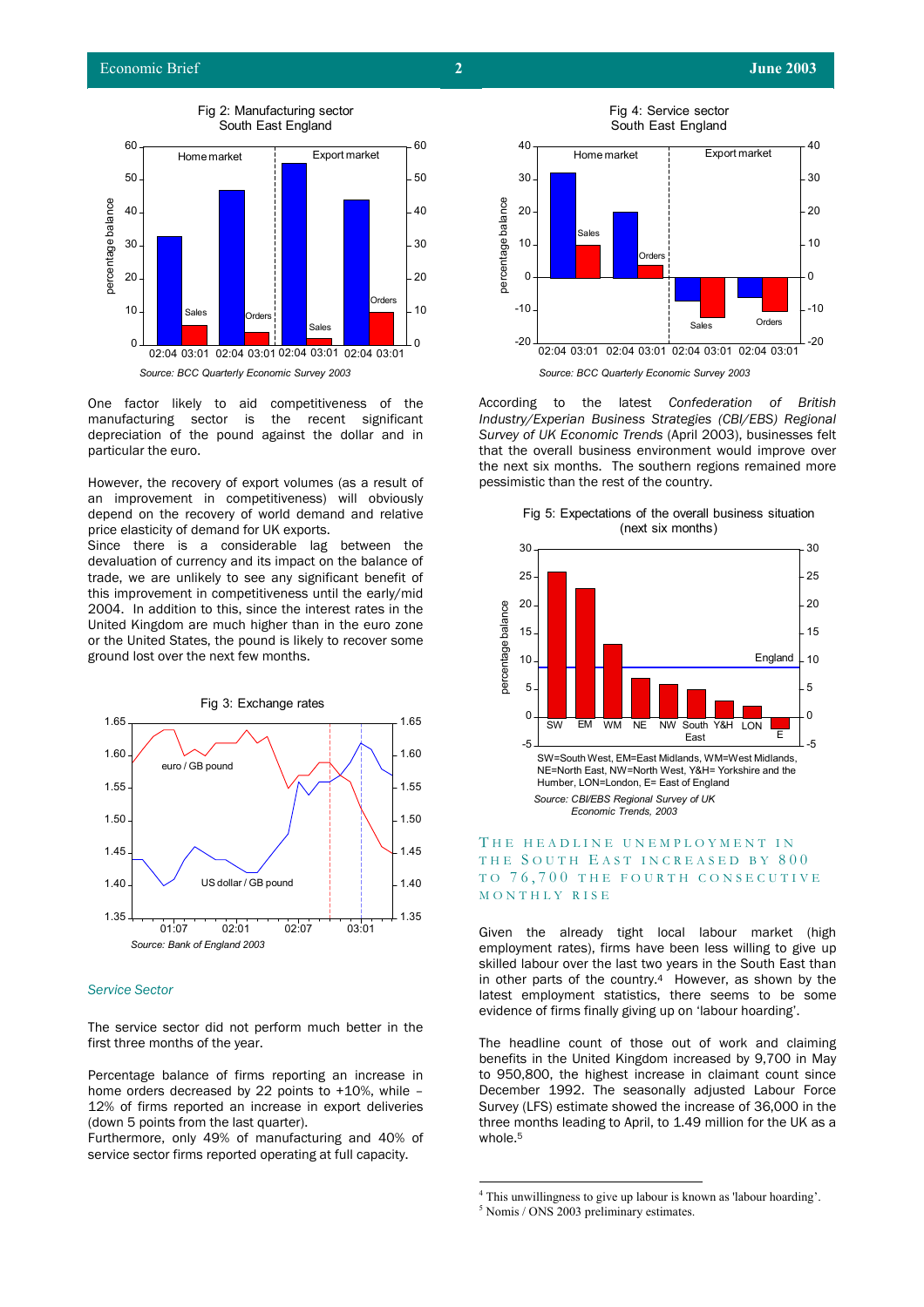Fig 2: Manufacturing sector
South East England

Source: BCC Quarterly Economic Survey 2003

One factor likely to aid competitiveness of the manufacturing sector is the recent significant depreciation of the pound against the dollar and in particular the euro.

However, the recovery of export volumes (as a result of an improvement in competitiveness) will obviously depend on the recovery of world demand and relative price elasticity of demand for UK exports.

Since there is a considerable lag between the devaluation of currency and its impact on the balance of trade, we are unlikely to see any significant benefit of this improvement in competitiveness until the early/mid 2004. In addition to this, since the interest rates in the United Kingdom are much higher than in the euro zone or the United States, the pound is likely to recover some ground lost over the next few months.

Fig 3: Exchange rates

Source: Bank of England 2003

### *Service Sector*

The service sector did not perform much better in the first three months of the year.

Percentage balance of firms reporting an increase in home orders decreased by 22 points to +10%, while –12% of firms reported an increase in export deliveries (down 5 points from the last quarter).

Furthermore, only 49% of manufacturing and 40% of service sector firms reported operating at full capacity.

Fig 4: Service sector
South East England

Source: BCC Quarterly Economic Survey 2003

According to the latest *Confederation of British Industry/Experian Business Strategies (CBI/EBS) Regional Survey of UK Economic Trends* (April 2003), businesses felt that the overall business environment would improve over the next six months. The southern regions remained more pessimistic than the rest of the country.

Fig 5: Expectations of the overall business situation (next six months)

SW=South West, EM=East Midlands, WM=West Midlands, NE=North East, NW=North West, Y&H= Yorkshire and the Humber, LON=London, E= East of England

Source: CBI/EBS Regional Survey of UK Economic Trends, 2003

## THE HEADLINE UNEMPLOYMENT IN THE SOUTH EAST INCREASED BY 800 TO 76,700 THE FOURTH CONSECUTIVE MONTHLY RISE

Given the already tight local labour market (high employment rates), firms have been less willing to give up skilled labour over the last two years in the South East than in other parts of the country.[4] However, as shown by the latest employment statistics, there seems to be some evidence of firms finally giving up on 'labour hoarding'.

The headline count of those out of work and claiming benefits in the United Kingdom increased by 9,700 in May to 950,800, the highest increase in claimant count since December 1992. The seasonally adjusted Labour Force Survey (LFS) estimate showed the increase of 36,000 in the three months leading to April, to 1.49 million for the UK as a whole.[5]

---

[4] This unwillingness to give up labour is known as 'labour hoarding'.

[5] Nomis / ONS 2003 preliminary estimates.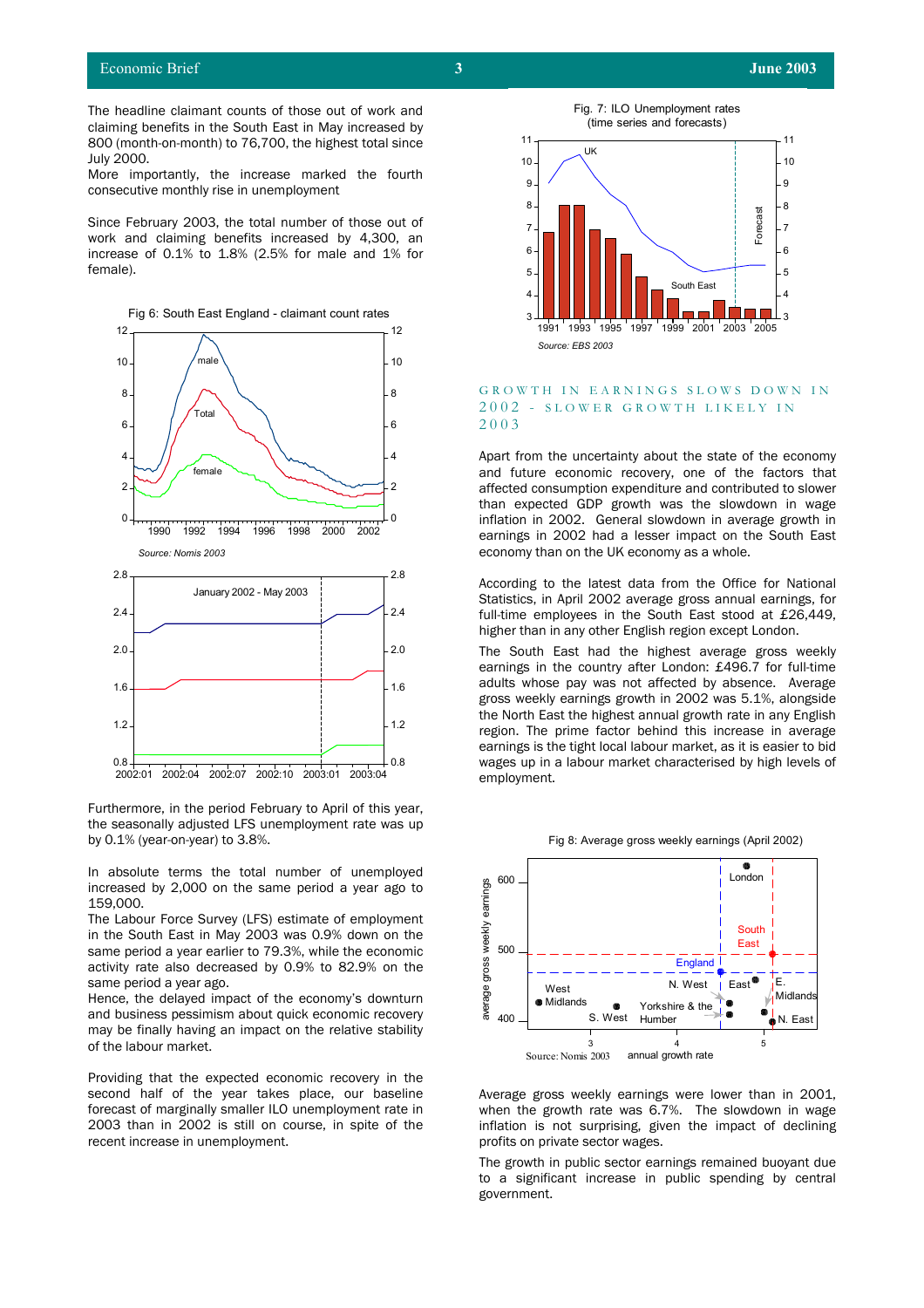The headline claimant counts of those out of work and claiming benefits in the South East in May increased by 800 (month-on-month) to 76,700, the highest total since July 2000.
More importantly, the increase marked the fourth consecutive monthly rise in unemployment

Since February 2003, the total number of those out of work and claiming benefits increased by 4,300, an increase of 0.1% to 1.8% (2.5% for male and 1% for female).

Fig 6: South East England - claimant count rates

Source: Nomis 2003

Furthermore, in the period February to April of this year, the seasonally adjusted LFS unemployment rate was up by 0.1% (year-on-year) to 3.8%.

In absolute terms the total number of unemployed increased by 2,000 on the same period a year ago to 159,000.
The Labour Force Survey (LFS) estimate of employment in the South East in May 2003 was 0.9% down on the same period a year earlier to 79.3%, while the economic activity rate also decreased by 0.9% to 82.9% on the same period a year ago.
Hence, the delayed impact of the economy's downturn and business pessimism about quick economic recovery may be finally having an impact on the relative stability of the labour market.

Providing that the expected economic recovery in the second half of the year takes place, our baseline forecast of marginally smaller ILO unemployment rate in 2003 than in 2002 is still on course, in spite of the recent increase in unemployment.

Fig. 7: ILO Unemployment rates (time series and forecasts)

Source: EBS 2003

## GROWTH IN EARNINGS SLOWS DOWN IN 2002 - SLOWER GROWTH LIKELY IN 2003

Apart from the uncertainty about the state of the economy and future economic recovery, one of the factors that affected consumption expenditure and contributed to slower than expected GDP growth was the slowdown in wage inflation in 2002. General slowdown in average growth in earnings in 2002 had a lesser impact on the South East economy than on the UK economy as a whole.

According to the latest data from the Office for National Statistics, in April 2002 average gross annual earnings, for full-time employees in the South East stood at £26,449, higher than in any other English region except London.

The South East had the highest average gross weekly earnings in the country after London: £496.7 for full-time adults whose pay was not affected by absence. Average gross weekly earnings growth in 2002 was 5.1%, alongside the North East the highest annual growth rate in any English region. The prime factor behind this increase in average earnings is the tight local labour market, as it is easier to bid wages up in a labour market characterised by high levels of employment.

Fig 8: Average gross weekly earnings (April 2002)

Source: Nomis 2003

Average gross weekly earnings were lower than in 2001, when the growth rate was 6.7%. The slowdown in wage inflation is not surprising, given the impact of declining profits on private sector wages.

The growth in public sector earnings remained buoyant due to a significant increase in public spending by central government.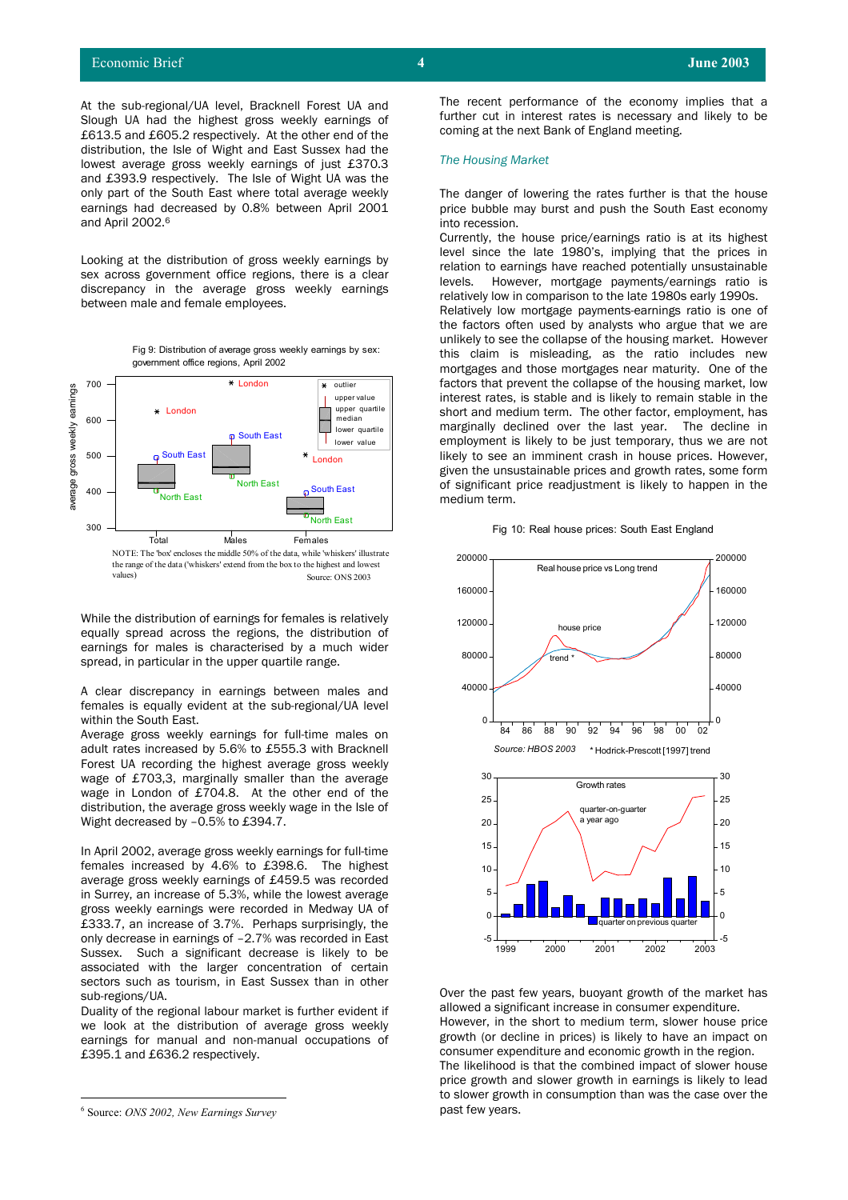At the sub-regional/UA level, Bracknell Forest UA and Slough UA had the highest gross weekly earnings of £613.5 and £605.2 respectively. At the other end of the distribution, the Isle of Wight and East Sussex had the lowest average gross weekly earnings of just £370.3 and £393.9 respectively. The Isle of Wight UA was the only part of the South East where total average weekly earnings had decreased by 0.8% between April 2001 and April 2002.[6]

Looking at the distribution of gross weekly earnings by sex across government office regions, there is a clear discrepancy in the average gross weekly earnings between male and female employees.

Fig 9: Distribution of average gross weekly earnings by sex: government office regions, April 2002

average gross weekly earnings
700
600
500
400
300
Total
Males
Females
London
South East
North East
London
South East
North East
London
South East
North East
outlier
upper value
upper quartile
median
lower quartile
lower value

NOTE: The 'box' encloses the middle 50% of the data, while 'whiskers' illustrate the range of the data ('whiskers' extend from the box to the highest and lowest values)

Source: ONS 2003

While the distribution of earnings for females is relatively equally spread across the regions, the distribution of earnings for males is characterised by a much wider spread, in particular in the upper quartile range.

A clear discrepancy in earnings between males and females is equally evident at the sub-regional/UA level within the South East.

Average gross weekly earnings for full-time males on adult rates increased by 5.6% to £555.3 with Bracknell Forest UA recording the highest average gross weekly wage of £703,3, marginally smaller than the average wage in London of £704.8. At the other end of the distribution, the average gross weekly wage in the Isle of Wight decreased by –0.5% to £394.7.

In April 2002, average gross weekly earnings for full-time females increased by 4.6% to £398.6. The highest average gross weekly earnings of £459.5 was recorded in Surrey, an increase of 5.3%, while the lowest average gross weekly earnings were recorded in Medway UA of £333.7, an increase of 3.7%. Perhaps surprisingly, the only decrease in earnings of –2.7% was recorded in East Sussex. Such a significant decrease is likely to be associated with the larger concentration of certain sectors such as tourism, in East Sussex than in other sub-regions/UA.

Duality of the regional labour market is further evident if we look at the distribution of average gross weekly earnings for manual and non-manual occupations of £395.1 and £636.2 respectively.

[6] Source: *ONS 2002, New Earnings Survey*

The recent performance of the economy implies that a further cut in interest rates is necessary and likely to be coming at the next Bank of England meeting.

### *The Housing Market*

The danger of lowering the rates further is that the house price bubble may burst and push the South East economy into recession.

Currently, the house price/earnings ratio is at its highest level since the late 1980's, implying that the prices in relation to earnings have reached potentially unsustainable levels. However, mortgage payments/earnings ratio is relatively low in comparison to the late 1980s early 1990s.

Relatively low mortgage payments-earnings ratio is one of the factors often used by analysts who argue that we are unlikely to see the collapse of the housing market. However this claim is misleading, as the ratio includes new mortgages and those mortgages near maturity. One of the factors that prevent the collapse of the housing market, low interest rates, is stable and is likely to remain stable in the short and medium term. The other factor, employment, has marginally declined over the last year. The decline in employment is likely to be just temporary, thus we are not likely to see an imminent crash in house prices. However, given the unsustainable prices and growth rates, some form of significant price readjustment is likely to happen in the medium term.

Fig 10: Real house prices: South East England

Real house price vs Long trend
house price
trend *
200000
160000
120000
80000
40000
0
84 86 88 90 92 94 96 98 00 02

Source: HBOS 2003 * Hodrick-Prescott [1997] trend

Growth rates
quarter-on-quarter a year ago
quarter on previous quarter
30
25
20
15
10
5
0
-5
1999 2000 2001 2002 2003

Over the past few years, buoyant growth of the market has allowed a significant increase in consumer expenditure. However, in the short to medium term, slower house price growth (or decline in prices) is likely to have an impact on consumer expenditure and economic growth in the region. The likelihood is that the combined impact of slower house price growth and slower growth in earnings is likely to lead to slower growth in consumption than was the case over the past few years.